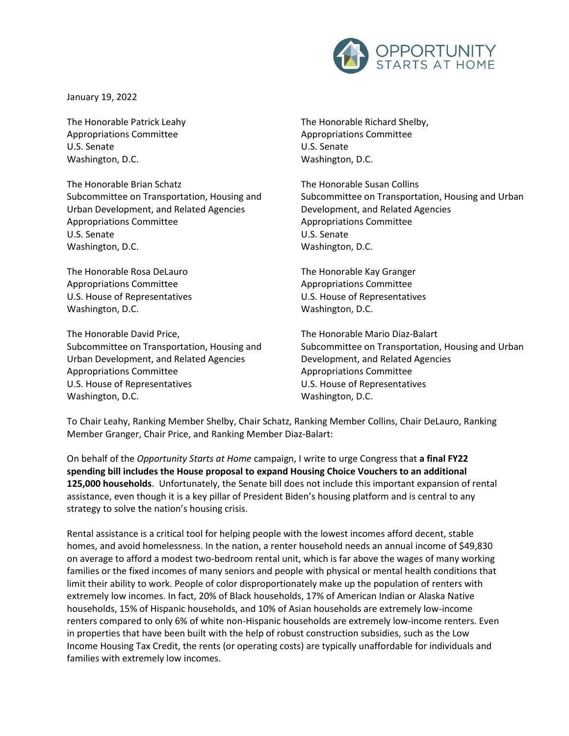OPPORTUNITY STARTS AT HOME

January 19, 2022

The Honorable Patrick Leahy
Appropriations Committee
U.S. Senate
Washington, D.C.

The Honorable Richard Shelby,
Appropriations Committee
U.S. Senate
Washington, D.C.

The Honorable Brian Schatz
Subcommittee on Transportation, Housing and Urban Development, and Related Agencies
Appropriations Committee
U.S. Senate
Washington, D.C.

The Honorable Susan Collins
Subcommittee on Transportation, Housing and Urban Development, and Related Agencies
Appropriations Committee
U.S. Senate
Washington, D.C.

The Honorable Rosa DeLauro
Appropriations Committee
U.S. House of Representatives
Washington, D.C.

The Honorable Kay Granger
Appropriations Committee
U.S. House of Representatives
Washington, D.C.

The Honorable David Price,
Subcommittee on Transportation, Housing and Urban Development, and Related Agencies
Appropriations Committee
U.S. House of Representatives
Washington, D.C.

The Honorable Mario Diaz-Balart
Subcommittee on Transportation, Housing and Urban Development, and Related Agencies
Appropriations Committee
U.S. House of Representatives
Washington, D.C.

To Chair Leahy, Ranking Member Shelby, Chair Schatz, Ranking Member Collins, Chair DeLauro, Ranking Member Granger, Chair Price, and Ranking Member Diaz-Balart:

On behalf of the *Opportunity Starts at Home* campaign, I write to urge Congress that **a final FY22 spending bill includes the House proposal to expand Housing Choice Vouchers to an additional 125,000 households**. Unfortunately, the Senate bill does not include this important expansion of rental assistance, even though it is a key pillar of President Biden's housing platform and is central to any strategy to solve the nation's housing crisis.

Rental assistance is a critical tool for helping people with the lowest incomes afford decent, stable homes, and avoid homelessness. In the nation, a renter household needs an annual income of $49,830 on average to afford a modest two-bedroom rental unit, which is far above the wages of many working families or the fixed incomes of many seniors and people with physical or mental health conditions that limit their ability to work. People of color disproportionately make up the population of renters with extremely low incomes. In fact, 20% of Black households, 17% of American Indian or Alaska Native households, 15% of Hispanic households, and 10% of Asian households are extremely low-income renters compared to only 6% of white non-Hispanic households are extremely low-income renters. Even in properties that have been built with the help of robust construction subsidies, such as the Low Income Housing Tax Credit, the rents (or operating costs) are typically unaffordable for individuals and families with extremely low incomes.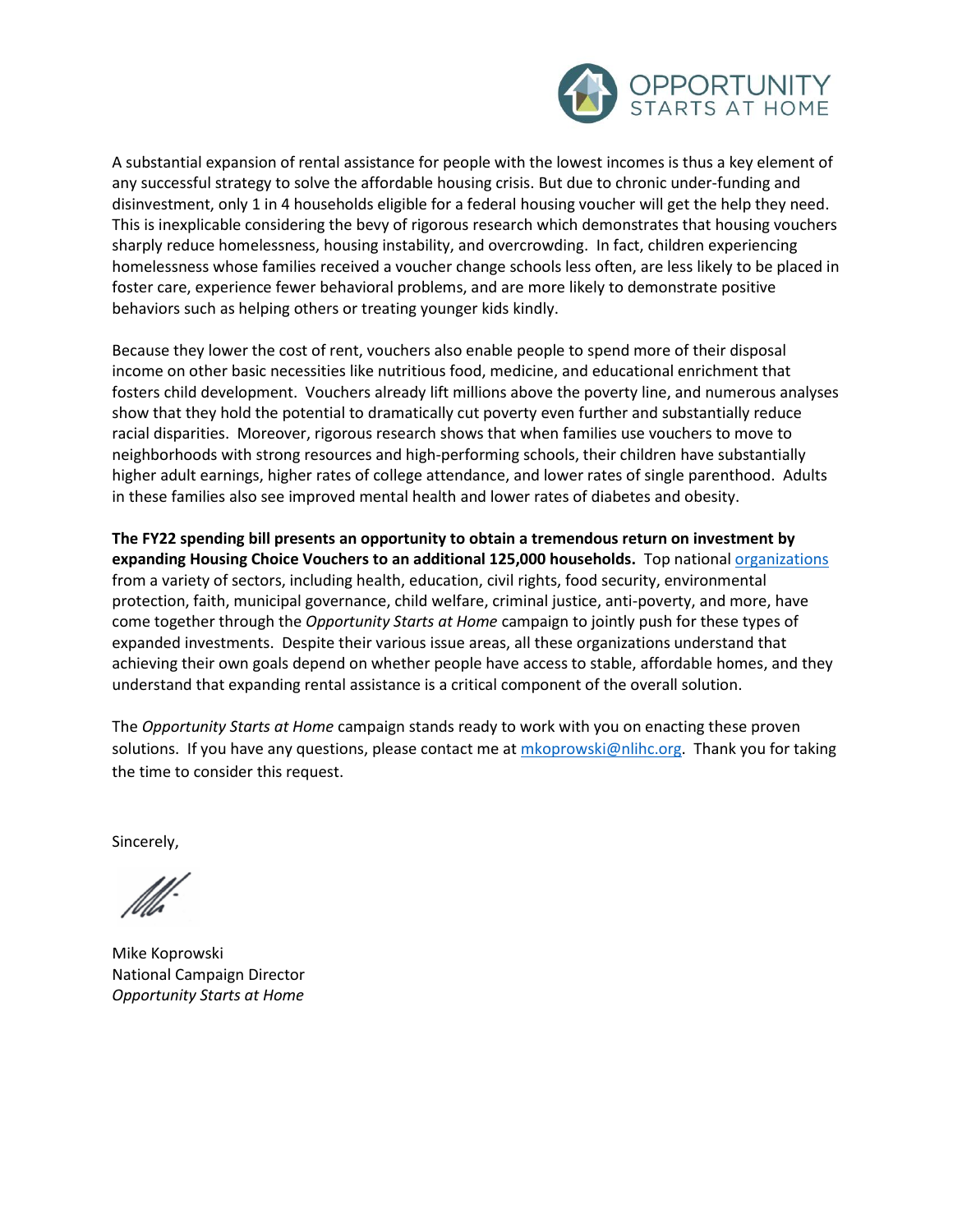A substantial expansion of rental assistance for people with the lowest incomes is thus a key element of any successful strategy to solve the affordable housing crisis. But due to chronic under-funding and disinvestment, only 1 in 4 households eligible for a federal housing voucher will get the help they need. This is inexplicable considering the bevy of rigorous research which demonstrates that housing vouchers sharply reduce homelessness, housing instability, and overcrowding. In fact, children experiencing homelessness whose families received a voucher change schools less often, are less likely to be placed in foster care, experience fewer behavioral problems, and are more likely to demonstrate positive behaviors such as helping others or treating younger kids kindly.

Because they lower the cost of rent, vouchers also enable people to spend more of their disposal income on other basic necessities like nutritious food, medicine, and educational enrichment that fosters child development. Vouchers already lift millions above the poverty line, and numerous analyses show that they hold the potential to dramatically cut poverty even further and substantially reduce racial disparities. Moreover, rigorous research shows that when families use vouchers to move to neighborhoods with strong resources and high-performing schools, their children have substantially higher adult earnings, higher rates of college attendance, and lower rates of single parenthood. Adults in these families also see improved mental health and lower rates of diabetes and obesity.

**The FY22 spending bill presents an opportunity to obtain a tremendous return on investment by expanding Housing Choice Vouchers to an additional 125,000 households.** Top national organizations from a variety of sectors, including health, education, civil rights, food security, environmental protection, faith, municipal governance, child welfare, criminal justice, anti-poverty, and more, have come together through the *Opportunity Starts at Home* campaign to jointly push for these types of expanded investments. Despite their various issue areas, all these organizations understand that achieving their own goals depend on whether people have access to stable, affordable homes, and they understand that expanding rental assistance is a critical component of the overall solution.

The *Opportunity Starts at Home* campaign stands ready to work with you on enacting these proven solutions. If you have any questions, please contact me at mkoprowski@nlihc.org. Thank you for taking the time to consider this request.

Sincerely,

Mike Koprowski
National Campaign Director
*Opportunity Starts at Home*